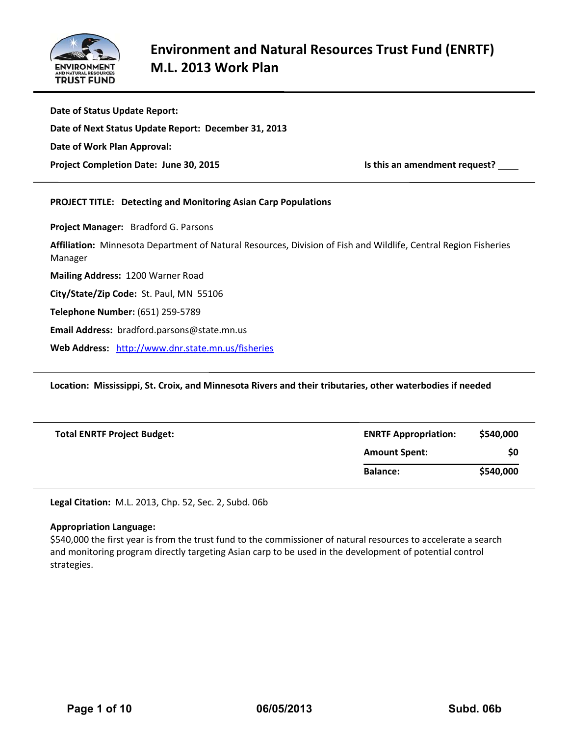# Environment and Natural Resources Trust Fund (ENRTF) M.L. 2013 Work Plan

**Date of Status Update Report:**

**Date of Next Status Update Report: December 31, 2013**

**Date of Work Plan Approval:**

**Project Completion Date: June 30, 2015** **Is this an amendment request?** ____

---

**PROJECT TITLE: Detecting and Monitoring Asian Carp Populations**

**Project Manager:** Bradford G. Parsons

**Affiliation:** Minnesota Department of Natural Resources, Division of Fish and Wildlife, Central Region Fisheries Manager

**Mailing Address:** 1200 Warner Road

**City/State/Zip Code:** St. Paul, MN 55106

**Telephone Number:** (651) 259-5789

**Email Address:** bradford.parsons@state.mn.us

**Web Address:** [http://www.dnr.state.mn.us/fisheries](http://www.dnr.state.mn.us/fisheries)

---

**Location: Mississippi, St. Croix, and Minnesota Rivers and their tributaries, other waterbodies if needed**

---

| Total ENRTF Project Budget: | | |
|---|---|---|
| | **ENRTF Appropriation:** | **$540,000** |
| | **Amount Spent:** | **$0** |
| | **Balance:** | **$540,000** |

**Legal Citation:** M.L. 2013, Chp. 52, Sec. 2, Subd. 06b

**Appropriation Language:**
$540,000 the first year is from the trust fund to the commissioner of natural resources to accelerate a search and monitoring program directly targeting Asian carp to be used in the development of potential control strategies.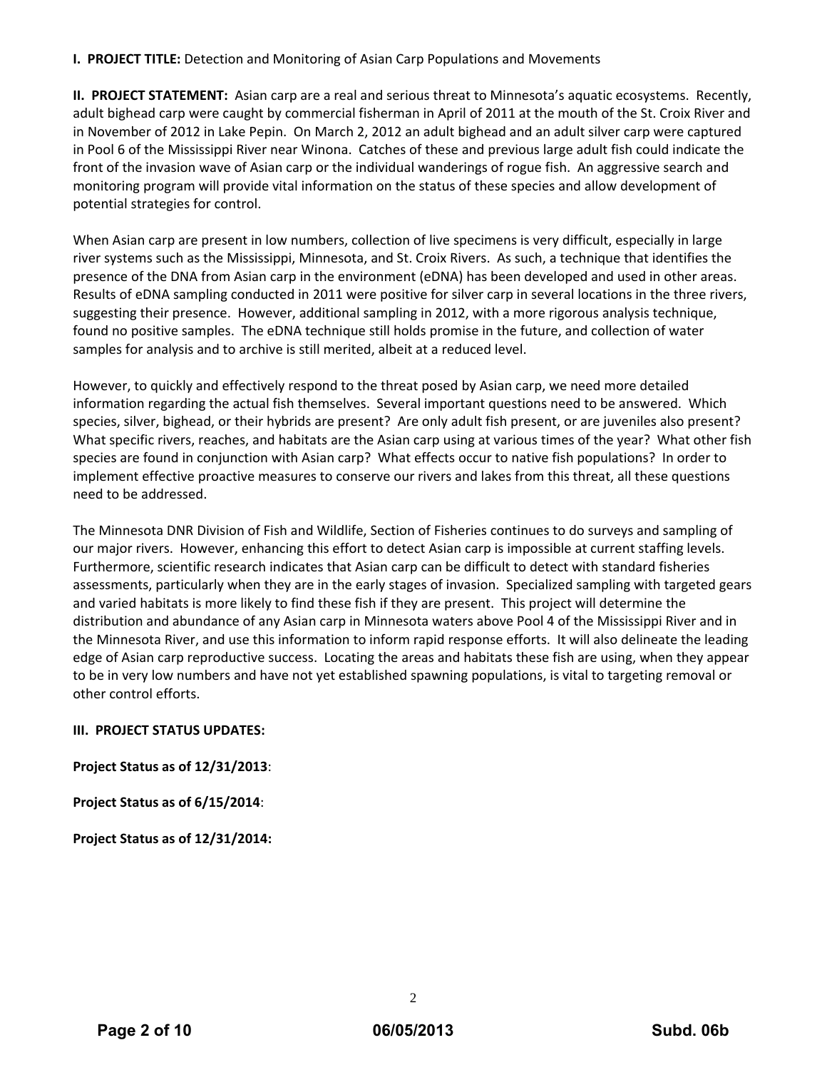**I. PROJECT TITLE:** Detection and Monitoring of Asian Carp Populations and Movements

**II. PROJECT STATEMENT:** Asian carp are a real and serious threat to Minnesota's aquatic ecosystems. Recently, adult bighead carp were caught by commercial fisherman in April of 2011 at the mouth of the St. Croix River and in November of 2012 in Lake Pepin. On March 2, 2012 an adult bighead and an adult silver carp were captured in Pool 6 of the Mississippi River near Winona. Catches of these and previous large adult fish could indicate the front of the invasion wave of Asian carp or the individual wanderings of rogue fish. An aggressive search and monitoring program will provide vital information on the status of these species and allow development of potential strategies for control.

When Asian carp are present in low numbers, collection of live specimens is very difficult, especially in large river systems such as the Mississippi, Minnesota, and St. Croix Rivers. As such, a technique that identifies the presence of the DNA from Asian carp in the environment (eDNA) has been developed and used in other areas. Results of eDNA sampling conducted in 2011 were positive for silver carp in several locations in the three rivers, suggesting their presence. However, additional sampling in 2012, with a more rigorous analysis technique, found no positive samples. The eDNA technique still holds promise in the future, and collection of water samples for analysis and to archive is still merited, albeit at a reduced level.

However, to quickly and effectively respond to the threat posed by Asian carp, we need more detailed information regarding the actual fish themselves. Several important questions need to be answered. Which species, silver, bighead, or their hybrids are present? Are only adult fish present, or are juveniles also present? What specific rivers, reaches, and habitats are the Asian carp using at various times of the year? What other fish species are found in conjunction with Asian carp? What effects occur to native fish populations? In order to implement effective proactive measures to conserve our rivers and lakes from this threat, all these questions need to be addressed.

The Minnesota DNR Division of Fish and Wildlife, Section of Fisheries continues to do surveys and sampling of our major rivers. However, enhancing this effort to detect Asian carp is impossible at current staffing levels. Furthermore, scientific research indicates that Asian carp can be difficult to detect with standard fisheries assessments, particularly when they are in the early stages of invasion. Specialized sampling with targeted gears and varied habitats is more likely to find these fish if they are present. This project will determine the distribution and abundance of any Asian carp in Minnesota waters above Pool 4 of the Mississippi River and in the Minnesota River, and use this information to inform rapid response efforts. It will also delineate the leading edge of Asian carp reproductive success. Locating the areas and habitats these fish are using, when they appear to be in very low numbers and have not yet established spawning populations, is vital to targeting removal or other control efforts.

**III. PROJECT STATUS UPDATES:**

**Project Status as of 12/31/2013**:

**Project Status as of 6/15/2014**:

**Project Status as of 12/31/2014:**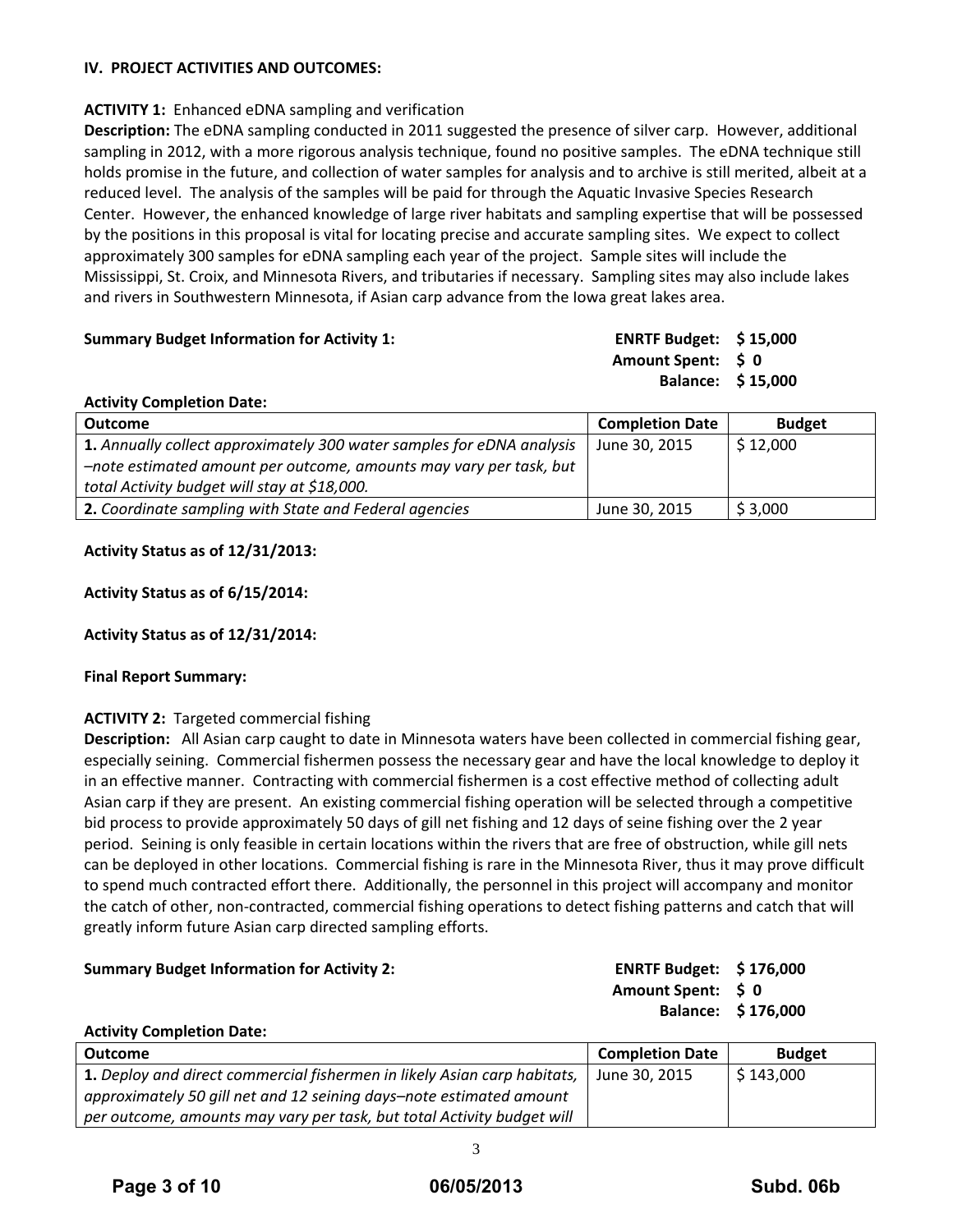## IV. PROJECT ACTIVITIES AND OUTCOMES:

**ACTIVITY 1:** Enhanced eDNA sampling and verification

**Description:** The eDNA sampling conducted in 2011 suggested the presence of silver carp. However, additional sampling in 2012, with a more rigorous analysis technique, found no positive samples. The eDNA technique still holds promise in the future, and collection of water samples for analysis and to archive is still merited, albeit at a reduced level. The analysis of the samples will be paid for through the Aquatic Invasive Species Research Center. However, the enhanced knowledge of large river habitats and sampling expertise that will be possessed by the positions in this proposal is vital for locating precise and accurate sampling sites. We expect to collect approximately 300 samples for eDNA sampling each year of the project. Sample sites will include the Mississippi, St. Croix, and Minnesota Rivers, and tributaries if necessary. Sampling sites may also include lakes and rivers in Southwestern Minnesota, if Asian carp advance from the Iowa great lakes area.

**Summary Budget Information for Activity 1:**

**ENRTF Budget: $ 15,000**
**Amount Spent: $ 0**
**Balance: $ 15,000**

**Activity Completion Date:**

| Outcome | Completion Date | Budget |
|---|---|---|
| **1.** *Annually collect approximately 300 water samples for eDNA analysis –note estimated amount per outcome, amounts may vary per task, but total Activity budget will stay at $18,000.* | June 30, 2015 | $ 12,000 |
| **2.** *Coordinate sampling with State and Federal agencies* | June 30, 2015 | $ 3,000 |

**Activity Status as of 12/31/2013:**

**Activity Status as of 6/15/2014:**

**Activity Status as of 12/31/2014:**

**Final Report Summary:**

**ACTIVITY 2:** Targeted commercial fishing

**Description:** All Asian carp caught to date in Minnesota waters have been collected in commercial fishing gear, especially seining. Commercial fishermen possess the necessary gear and have the local knowledge to deploy it in an effective manner. Contracting with commercial fishermen is a cost effective method of collecting adult Asian carp if they are present. An existing commercial fishing operation will be selected through a competitive bid process to provide approximately 50 days of gill net fishing and 12 days of seine fishing over the 2 year period. Seining is only feasible in certain locations within the rivers that are free of obstruction, while gill nets can be deployed in other locations. Commercial fishing is rare in the Minnesota River, thus it may prove difficult to spend much contracted effort there. Additionally, the personnel in this project will accompany and monitor the catch of other, non-contracted, commercial fishing operations to detect fishing patterns and catch that will greatly inform future Asian carp directed sampling efforts.

**Summary Budget Information for Activity 2:**

**ENRTF Budget: $ 176,000**
**Amount Spent: $ 0**
**Balance: $ 176,000**

**Activity Completion Date:**

| Outcome | Completion Date | Budget |
|---|---|---|
| **1.** *Deploy and direct commercial fishermen in likely Asian carp habitats, approximately 50 gill net and 12 seining days–note estimated amount per outcome, amounts may vary per task, but total Activity budget will* | June 30, 2015 | $ 143,000 |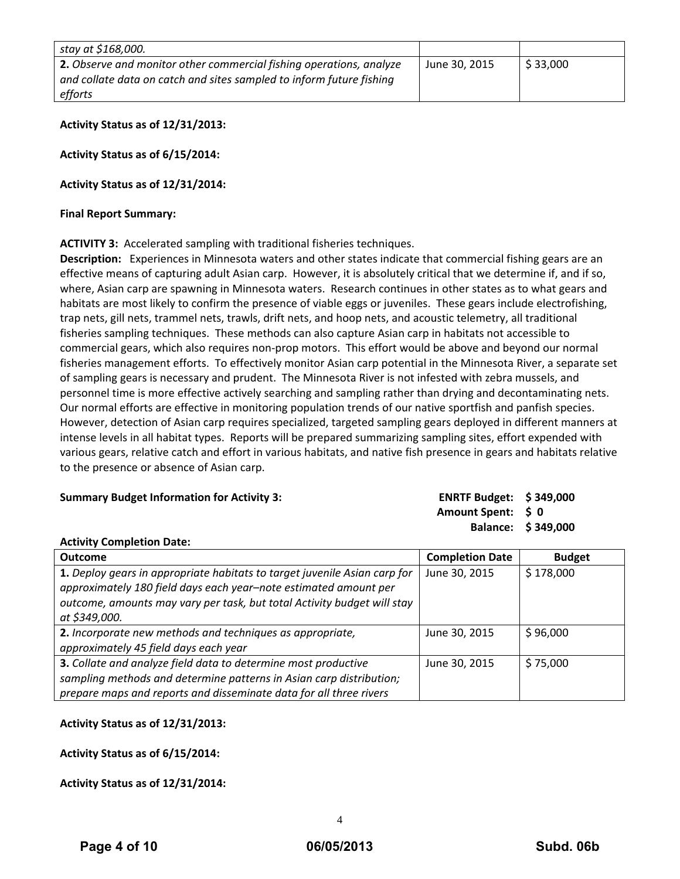| | | |
|---|---|---|
| *stay at $168,000.* | | |
| **2.** *Observe and monitor other commercial fishing operations, analyze and collate data on catch and sites sampled to inform future fishing efforts* | June 30, 2015 | $ 33,000 |

**Activity Status as of 12/31/2013:**

**Activity Status as of 6/15/2014:**

**Activity Status as of 12/31/2014:**

**Final Report Summary:**

**ACTIVITY 3:** Accelerated sampling with traditional fisheries techniques.

**Description:** Experiences in Minnesota waters and other states indicate that commercial fishing gears are an effective means of capturing adult Asian carp. However, it is absolutely critical that we determine if, and if so, where, Asian carp are spawning in Minnesota waters. Research continues in other states as to what gears and habitats are most likely to confirm the presence of viable eggs or juveniles. These gears include electrofishing, trap nets, gill nets, trammel nets, trawls, drift nets, and hoop nets, and acoustic telemetry, all traditional fisheries sampling techniques. These methods can also capture Asian carp in habitats not accessible to commercial gears, which also requires non-prop motors. This effort would be above and beyond our normal fisheries management efforts. To effectively monitor Asian carp potential in the Minnesota River, a separate set of sampling gears is necessary and prudent. The Minnesota River is not infested with zebra mussels, and personnel time is more effective actively searching and sampling rather than drying and decontaminating nets. Our normal efforts are effective in monitoring population trends of our native sportfish and panfish species. However, detection of Asian carp requires specialized, targeted sampling gears deployed in different manners at intense levels in all habitat types. Reports will be prepared summarizing sampling sites, effort expended with various gears, relative catch and effort in various habitats, and native fish presence in gears and habitats relative to the presence or absence of Asian carp.

**Summary Budget Information for Activity 3:** **ENRTF Budget: $ 349,000**
**Amount Spent: $ 0**
**Balance: $ 349,000**

**Activity Completion Date:**

| Outcome | Completion Date | Budget |
|---|---|---|
| **1.** *Deploy gears in appropriate habitats to target juvenile Asian carp for approximately 180 field days each year–note estimated amount per outcome, amounts may vary per task, but total Activity budget will stay at $349,000.* | June 30, 2015 | $ 178,000 |
| **2.** *Incorporate new methods and techniques as appropriate, approximately 45 field days each year* | June 30, 2015 | $ 96,000 |
| **3.** *Collate and analyze field data to determine most productive sampling methods and determine patterns in Asian carp distribution; prepare maps and reports and disseminate data for all three rivers* | June 30, 2015 | $ 75,000 |

**Activity Status as of 12/31/2013:**

**Activity Status as of 6/15/2014:**

**Activity Status as of 12/31/2014:**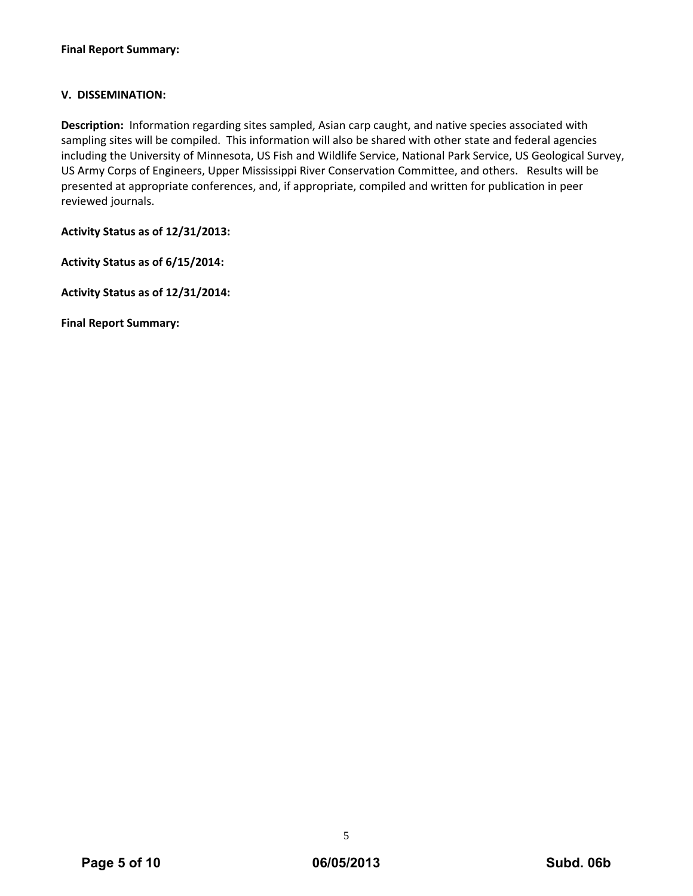**Final Report Summary:**

## V. DISSEMINATION:

**Description:** Information regarding sites sampled, Asian carp caught, and native species associated with sampling sites will be compiled. This information will also be shared with other state and federal agencies including the University of Minnesota, US Fish and Wildlife Service, National Park Service, US Geological Survey, US Army Corps of Engineers, Upper Mississippi River Conservation Committee, and others. Results will be presented at appropriate conferences, and, if appropriate, compiled and written for publication in peer reviewed journals.

**Activity Status as of 12/31/2013:**

**Activity Status as of 6/15/2014:**

**Activity Status as of 12/31/2014:**

**Final Report Summary:**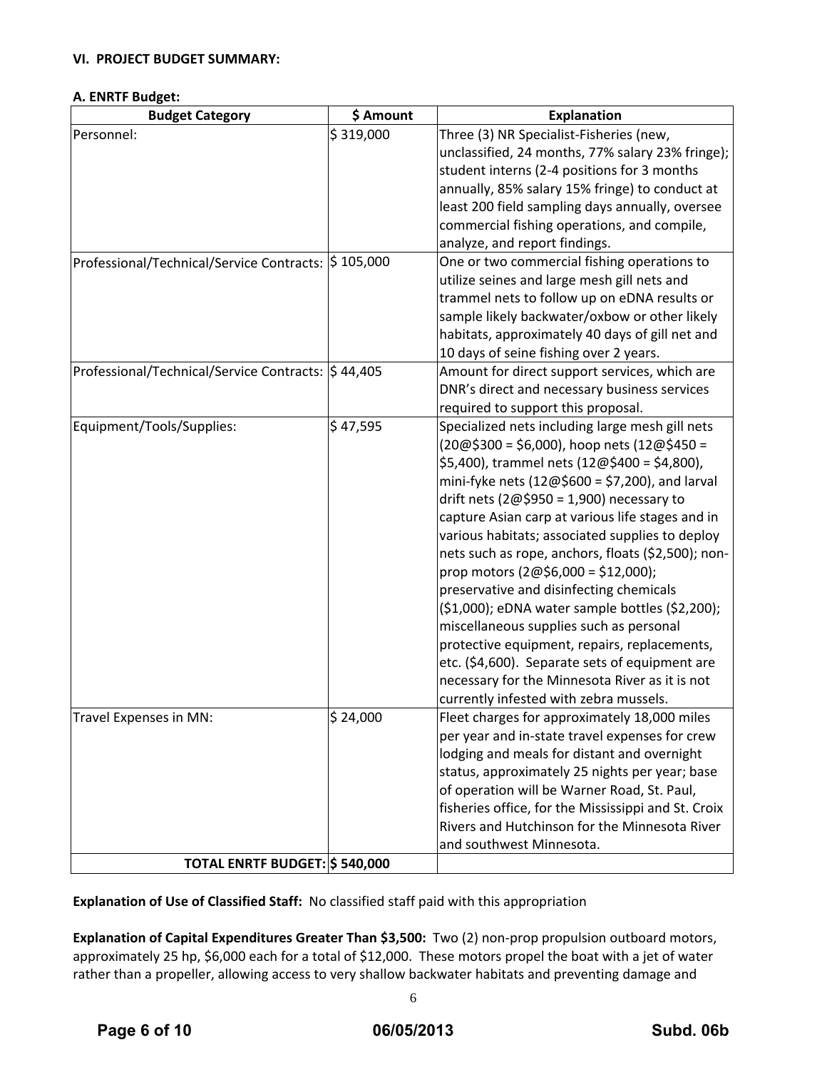**VI. PROJECT BUDGET SUMMARY:**

**A. ENRTF Budget:**

| Budget Category | $ Amount | Explanation |
|---|---|---|
| Personnel: | $ 319,000 | Three (3) NR Specialist-Fisheries (new, unclassified, 24 months, 77% salary 23% fringe); student interns (2-4 positions for 3 months annually, 85% salary 15% fringe) to conduct at least 200 field sampling days annually, oversee commercial fishing operations, and compile, analyze, and report findings. |
| Professional/Technical/Service Contracts: | $ 105,000 | One or two commercial fishing operations to utilize seines and large mesh gill nets and trammel nets to follow up on eDNA results or sample likely backwater/oxbow or other likely habitats, approximately 40 days of gill net and 10 days of seine fishing over 2 years. |
| Professional/Technical/Service Contracts: | $ 44,405 | Amount for direct support services, which are DNR's direct and necessary business services required to support this proposal. |
| Equipment/Tools/Supplies: | $ 47,595 | Specialized nets including large mesh gill nets (20@$300 = $6,000), hoop nets (12@$450 = $5,400), trammel nets (12@$400 = $4,800), mini-fyke nets (12@$600 = $7,200), and larval drift nets (2@$950 = 1,900) necessary to capture Asian carp at various life stages and in various habitats; associated supplies to deploy nets such as rope, anchors, floats ($2,500); non-prop motors (2@$6,000 = $12,000); preservative and disinfecting chemicals ($1,000); eDNA water sample bottles ($2,200); miscellaneous supplies such as personal protective equipment, repairs, replacements, etc. ($4,600). Separate sets of equipment are necessary for the Minnesota River as it is not currently infested with zebra mussels. |
| Travel Expenses in MN: | $ 24,000 | Fleet charges for approximately 18,000 miles per year and in-state travel expenses for crew lodging and meals for distant and overnight status, approximately 25 nights per year; base of operation will be Warner Road, St. Paul, fisheries office, for the Mississippi and St. Croix Rivers and Hutchinson for the Minnesota River and southwest Minnesota. |
| **TOTAL ENRTF BUDGET:** | **$ 540,000** | |

**Explanation of Use of Classified Staff:** No classified staff paid with this appropriation

**Explanation of Capital Expenditures Greater Than $3,500:** Two (2) non-prop propulsion outboard motors, approximately 25 hp, $6,000 each for a total of $12,000. These motors propel the boat with a jet of water rather than a propeller, allowing access to very shallow backwater habitats and preventing damage and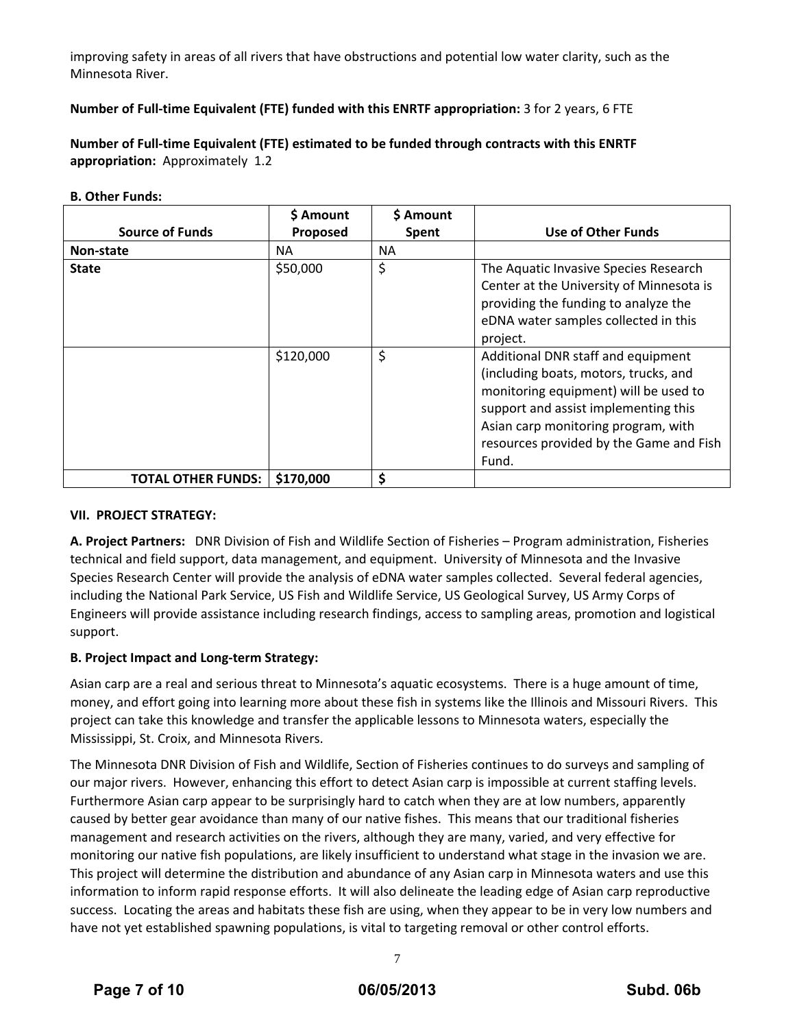improving safety in areas of all rivers that have obstructions and potential low water clarity, such as the Minnesota River.

**Number of Full-time Equivalent (FTE) funded with this ENRTF appropriation:** 3 for 2 years, 6 FTE

**Number of Full-time Equivalent (FTE) estimated to be funded through contracts with this ENRTF appropriation:** Approximately 1.2

**B. Other Funds:**

| Source of Funds | $ Amount Proposed | $ Amount Spent | Use of Other Funds |
|---|---|---|---|
| **Non-state** | NA | NA | |
| **State** | $50,000 | $ | The Aquatic Invasive Species Research Center at the University of Minnesota is providing the funding to analyze the eDNA water samples collected in this project. |
| | $120,000 | $ | Additional DNR staff and equipment (including boats, motors, trucks, and monitoring equipment) will be used to support and assist implementing this Asian carp monitoring program, with resources provided by the Game and Fish Fund. |
| **TOTAL OTHER FUNDS:** | **$170,000** | **$** | |

## VII. PROJECT STRATEGY:

**A. Project Partners:** DNR Division of Fish and Wildlife Section of Fisheries – Program administration, Fisheries technical and field support, data management, and equipment. University of Minnesota and the Invasive Species Research Center will provide the analysis of eDNA water samples collected. Several federal agencies, including the National Park Service, US Fish and Wildlife Service, US Geological Survey, US Army Corps of Engineers will provide assistance including research findings, access to sampling areas, promotion and logistical support.

**B. Project Impact and Long-term Strategy:**

Asian carp are a real and serious threat to Minnesota's aquatic ecosystems. There is a huge amount of time, money, and effort going into learning more about these fish in systems like the Illinois and Missouri Rivers. This project can take this knowledge and transfer the applicable lessons to Minnesota waters, especially the Mississippi, St. Croix, and Minnesota Rivers.

The Minnesota DNR Division of Fish and Wildlife, Section of Fisheries continues to do surveys and sampling of our major rivers. However, enhancing this effort to detect Asian carp is impossible at current staffing levels. Furthermore Asian carp appear to be surprisingly hard to catch when they are at low numbers, apparently caused by better gear avoidance than many of our native fishes. This means that our traditional fisheries management and research activities on the rivers, although they are many, varied, and very effective for monitoring our native fish populations, are likely insufficient to understand what stage in the invasion we are. This project will determine the distribution and abundance of any Asian carp in Minnesota waters and use this information to inform rapid response efforts. It will also delineate the leading edge of Asian carp reproductive success. Locating the areas and habitats these fish are using, when they appear to be in very low numbers and have not yet established spawning populations, is vital to targeting removal or other control efforts.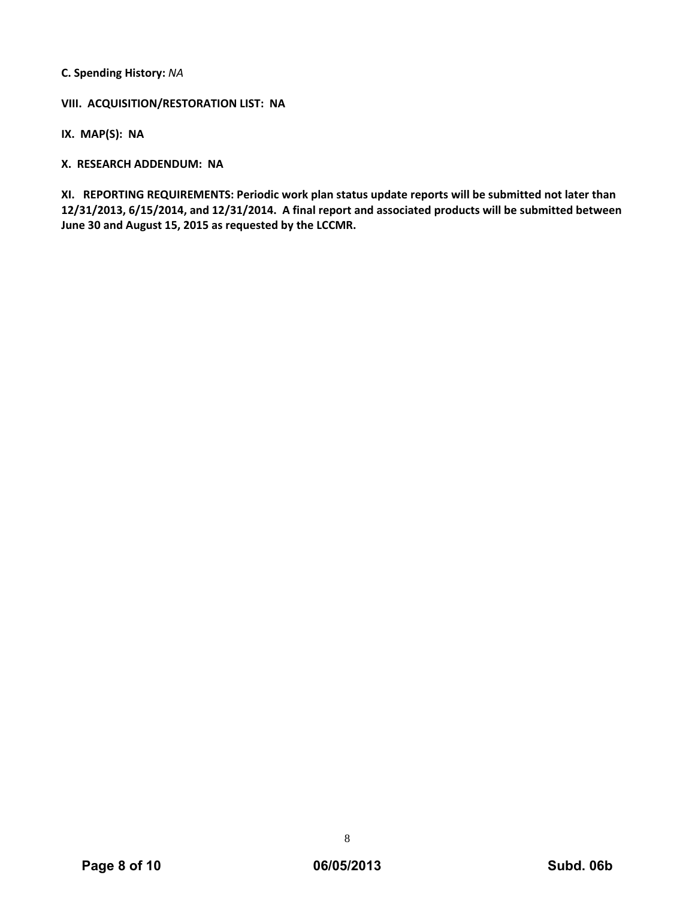**C. Spending History:** *NA*

**VIII. ACQUISITION/RESTORATION LIST: NA**

**IX. MAP(S): NA**

**X. RESEARCH ADDENDUM: NA**

**XI. REPORTING REQUIREMENTS: Periodic work plan status update reports will be submitted not later than 12/31/2013, 6/15/2014, and 12/31/2014. A final report and associated products will be submitted between June 30 and August 15, 2015 as requested by the LCCMR.**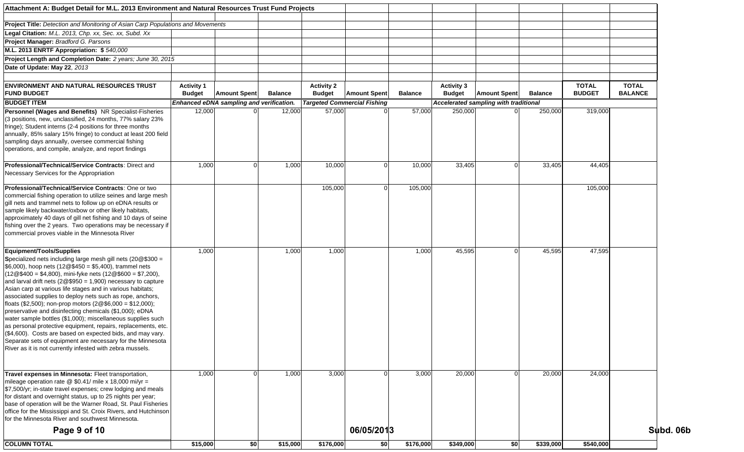**Attachment A: Budget Detail for M.L. 2013 Environment and Natural Resources Trust Fund Projects**

**Project Title:** *Detection and Monitoring of Asian Carp Populations and Movements*

**Legal Citation:** *M.L. 2013, Chp. xx, Sec. xx, Subd. Xx*

**Project Manager:** *Bradford G. Parsons*

**M.L. 2013 ENRTF Appropriation: $** *540,000*

**Project Length and Completion Date:** *2 years; June 30, 2015*

**Date of Update: May 22**, *2013*

| ENVIRONMENT AND NATURAL RESOURCES TRUST FUND BUDGET | Activity 1 Budget | Amount Spent | Balance | Activity 2 Budget | Amount Spent | Balance | Activity 3 Budget | Amount Spent | Balance | TOTAL BUDGET | TOTAL BALANCE |
|---|---|---|---|---|---|---|---|---|---|---|---|
| **BUDGET ITEM** | *Enhanced eDNA sampling and verification.* | | | *Targeted Commercial Fishing* | | | *Accelerated sampling with traditional* | | | | |
| **Personnel (Wages and Benefits)** NR Specialist-Fisheries (3 positions, new, unclassified, 24 months, 77% salary 23% fringe); Student interns (2-4 positions for three months annually, 85% salary 15% fringe) to conduct at least 200 field sampling days annually, oversee commercial fishing operations, and compile, analyze, and report findings | 12,000 | 0 | 12,000 | 57,000 | 0 | 57,000 | 250,000 | 0 | 250,000 | 319,000 | |
| **Professional/Technical/Service Contracts**: Direct and Necessary Services for the Appropriation | 1,000 | 0 | 1,000 | 10,000 | 0 | 10,000 | 33,405 | 0 | 33,405 | 44,405 | |
| **Professional/Technical/Service Contracts**: One or two commercial fishing operation to utilize seines and large mesh gill nets and trammel nets to follow up on eDNA results or sample likely backwater/oxbow or other likely habitats, approximately 40 days of gill net fishing and 10 days of seine fishing over the 2 years. Two operations may be necessary if commercial proves viable in the Minnesota River | | | | 105,000 | 0 | 105,000 | | | | 105,000 | |
| **Equipment/Tools/Supplies** Specialized nets including large mesh gill nets (20@$300 = $6,000), hoop nets (12@$450 = $5,400), trammel nets (12@$400 = $4,800), mini-fyke nets (12@$600 = $7,200), and larval drift nets (2@$950 = 1,900) necessary to capture Asian carp at various life stages and in various habitats; associated supplies to deploy nets such as rope, anchors, floats ($2,500); non-prop motors (2@$6,000 = $12,000); preservative and disinfecting chemicals ($1,000); eDNA water sample bottles ($1,000); miscellaneous supplies such as personal protective equipment, repairs, replacements, etc. ($4,600). Costs are based on expected bids, and may vary. Separate sets of equipment are necessary for the Minnesota River as it is not currently infested with zebra mussels. | 1,000 | | 1,000 | 1,000 | | 1,000 | 45,595 | 0 | 45,595 | 47,595 | |
| **Travel expenses in Minnesota:** Fleet transportation, mileage operation rate @ $0.41/ mile x 18,000 mi/yr = $7,500/yr; in-state travel expenses; crew lodging and meals for distant and overnight status, up to 25 nights per year; base of operation will be the Warner Road, St. Paul Fisheries office for the Mississippi and St. Croix Rivers, and Hutchinson for the Minnesota River and southwest Minnesota. | 1,000 | 0 | 1,000 | 3,000 | 0 | 3,000 | 20,000 | 0 | 20,000 | 24,000 | |
| **COLUMN TOTAL** | **$15,000** | **$0** | **$15,000** | **$176,000** | **$0** | **$176,000** | **$349,000** | **$0** | **$339,000** | **$540,000** | |

06/05/2013

Subd. 06b